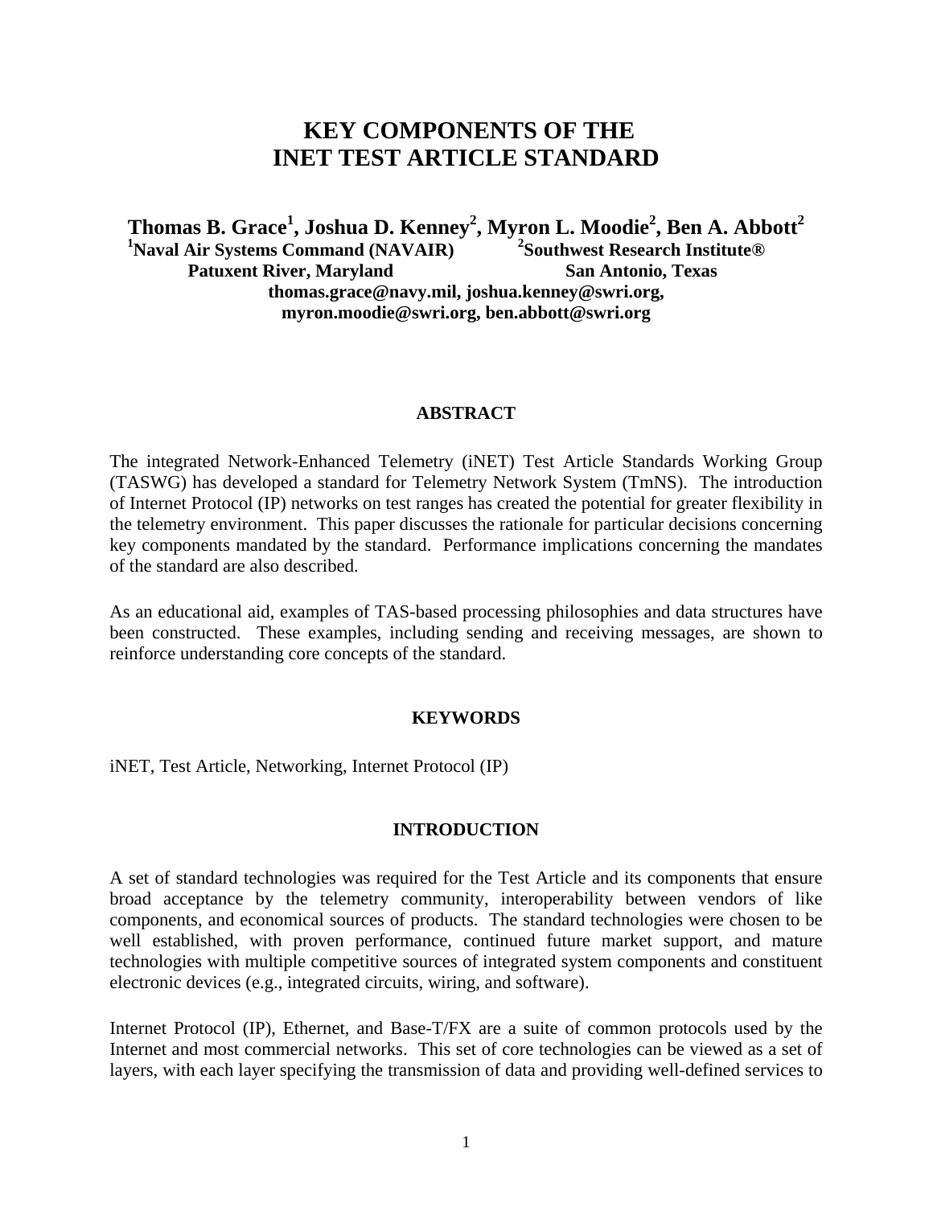# KEY COMPONENTS OF THE INET TEST ARTICLE STANDARD

**Thomas B. Grace[1], Joshua D. Kenney[2], Myron L. Moodie[2], Ben A. Abbott[2]**

**[1]Naval Air Systems Command (NAVAIR)**
**Patuxent River, Maryland**

**[2]Southwest Research Institute®**
**San Antonio, Texas**

**thomas.grace@navy.mil, joshua.kenney@swri.org, myron.moodie@swri.org, ben.abbott@swri.org**

## ABSTRACT

The integrated Network-Enhanced Telemetry (iNET) Test Article Standards Working Group (TASWG) has developed a standard for Telemetry Network System (TmNS). The introduction of Internet Protocol (IP) networks on test ranges has created the potential for greater flexibility in the telemetry environment. This paper discusses the rationale for particular decisions concerning key components mandated by the standard. Performance implications concerning the mandates of the standard are also described.

As an educational aid, examples of TAS-based processing philosophies and data structures have been constructed. These examples, including sending and receiving messages, are shown to reinforce understanding core concepts of the standard.

## KEYWORDS

iNET, Test Article, Networking, Internet Protocol (IP)

## INTRODUCTION

A set of standard technologies was required for the Test Article and its components that ensure broad acceptance by the telemetry community, interoperability between vendors of like components, and economical sources of products. The standard technologies were chosen to be well established, with proven performance, continued future market support, and mature technologies with multiple competitive sources of integrated system components and constituent electronic devices (e.g., integrated circuits, wiring, and software).

Internet Protocol (IP), Ethernet, and Base-T/FX are a suite of common protocols used by the Internet and most commercial networks. This set of core technologies can be viewed as a set of layers, with each layer specifying the transmission of data and providing well-defined services to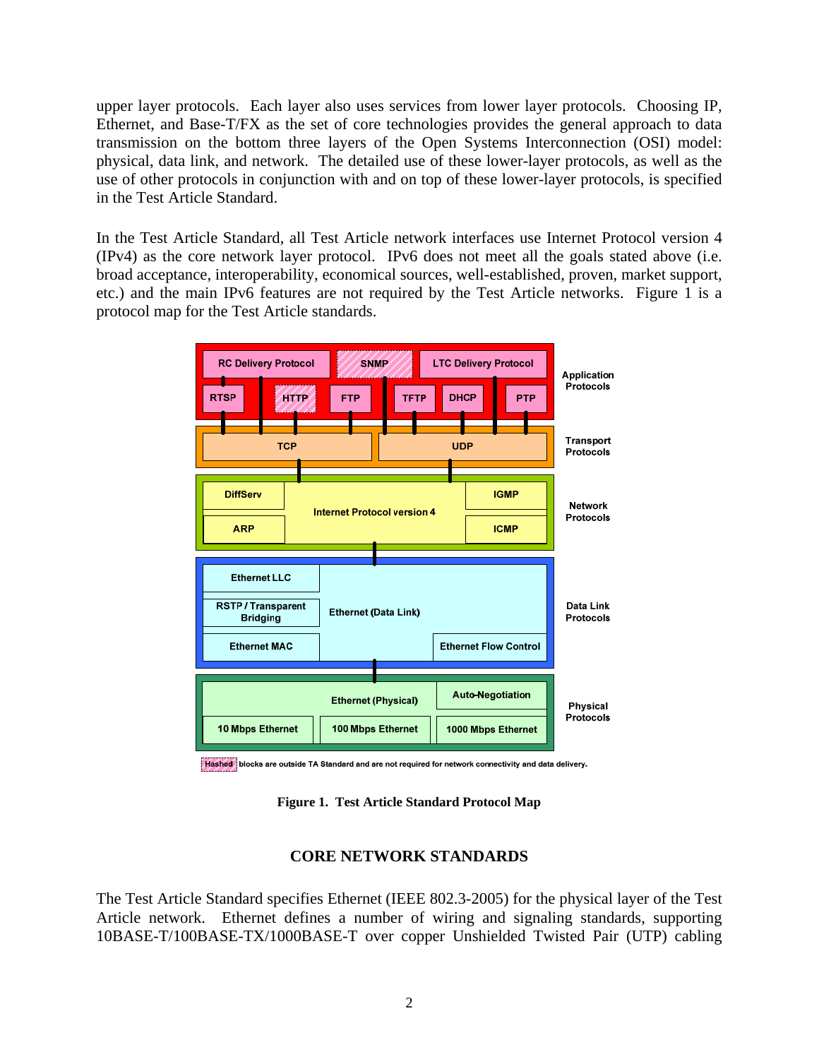upper layer protocols. Each layer also uses services from lower layer protocols. Choosing IP, Ethernet, and Base-T/FX as the set of core technologies provides the general approach to data transmission on the bottom three layers of the Open Systems Interconnection (OSI) model: physical, data link, and network. The detailed use of these lower-layer protocols, as well as the use of other protocols in conjunction with and on top of these lower-layer protocols, is specified in the Test Article Standard.

In the Test Article Standard, all Test Article network interfaces use Internet Protocol version 4 (IPv4) as the core network layer protocol. IPv6 does not meet all the goals stated above (i.e. broad acceptance, interoperability, economical sources, well-established, proven, market support, etc.) and the main IPv6 features are not required by the Test Article networks. Figure 1 is a protocol map for the Test Article standards.

Hashed blocks are outside TA Standard and are not required for network connectivity and data delivery.

**Figure 1. Test Article Standard Protocol Map**

## CORE NETWORK STANDARDS

The Test Article Standard specifies Ethernet (IEEE 802.3-2005) for the physical layer of the Test Article network. Ethernet defines a number of wiring and signaling standards, supporting 10BASE-T/100BASE-TX/1000BASE-T over copper Unshielded Twisted Pair (UTP) cabling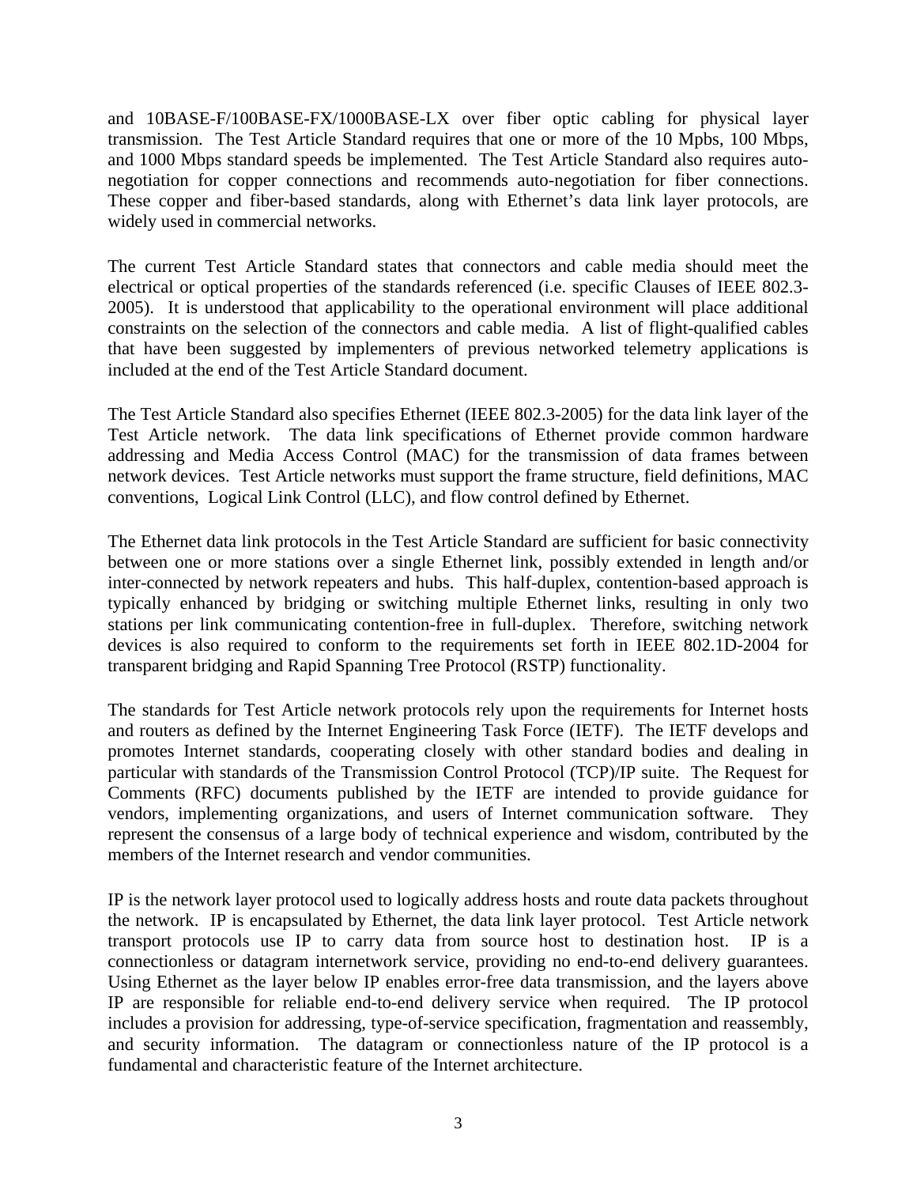and 10BASE-F/100BASE-FX/1000BASE-LX over fiber optic cabling for physical layer transmission. The Test Article Standard requires that one or more of the 10 Mpbs, 100 Mbps, and 1000 Mbps standard speeds be implemented. The Test Article Standard also requires auto-negotiation for copper connections and recommends auto-negotiation for fiber connections. These copper and fiber-based standards, along with Ethernet's data link layer protocols, are widely used in commercial networks.

The current Test Article Standard states that connectors and cable media should meet the electrical or optical properties of the standards referenced (i.e. specific Clauses of IEEE 802.3-2005). It is understood that applicability to the operational environment will place additional constraints on the selection of the connectors and cable media. A list of flight-qualified cables that have been suggested by implementers of previous networked telemetry applications is included at the end of the Test Article Standard document.

The Test Article Standard also specifies Ethernet (IEEE 802.3-2005) for the data link layer of the Test Article network. The data link specifications of Ethernet provide common hardware addressing and Media Access Control (MAC) for the transmission of data frames between network devices. Test Article networks must support the frame structure, field definitions, MAC conventions, Logical Link Control (LLC), and flow control defined by Ethernet.

The Ethernet data link protocols in the Test Article Standard are sufficient for basic connectivity between one or more stations over a single Ethernet link, possibly extended in length and/or inter-connected by network repeaters and hubs. This half-duplex, contention-based approach is typically enhanced by bridging or switching multiple Ethernet links, resulting in only two stations per link communicating contention-free in full-duplex. Therefore, switching network devices is also required to conform to the requirements set forth in IEEE 802.1D-2004 for transparent bridging and Rapid Spanning Tree Protocol (RSTP) functionality.

The standards for Test Article network protocols rely upon the requirements for Internet hosts and routers as defined by the Internet Engineering Task Force (IETF). The IETF develops and promotes Internet standards, cooperating closely with other standard bodies and dealing in particular with standards of the Transmission Control Protocol (TCP)/IP suite. The Request for Comments (RFC) documents published by the IETF are intended to provide guidance for vendors, implementing organizations, and users of Internet communication software. They represent the consensus of a large body of technical experience and wisdom, contributed by the members of the Internet research and vendor communities.

IP is the network layer protocol used to logically address hosts and route data packets throughout the network. IP is encapsulated by Ethernet, the data link layer protocol. Test Article network transport protocols use IP to carry data from source host to destination host. IP is a connectionless or datagram internetwork service, providing no end-to-end delivery guarantees. Using Ethernet as the layer below IP enables error-free data transmission, and the layers above IP are responsible for reliable end-to-end delivery service when required. The IP protocol includes a provision for addressing, type-of-service specification, fragmentation and reassembly, and security information. The datagram or connectionless nature of the IP protocol is a fundamental and characteristic feature of the Internet architecture.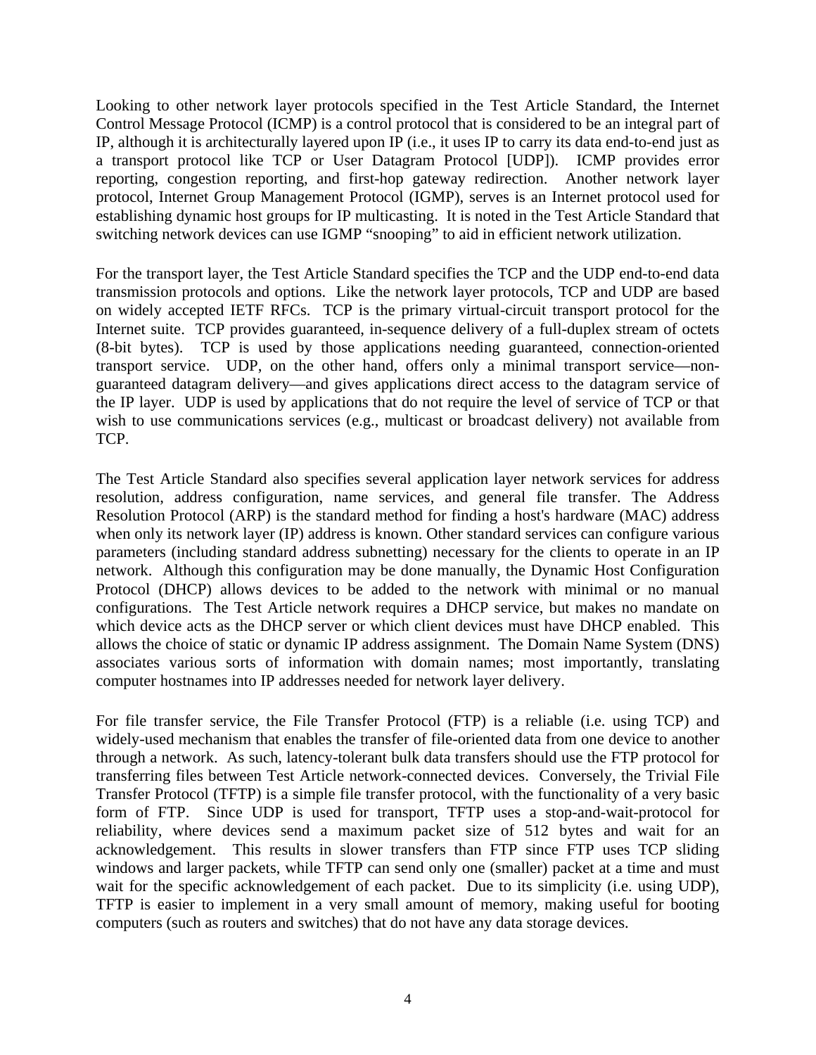Looking to other network layer protocols specified in the Test Article Standard, the Internet Control Message Protocol (ICMP) is a control protocol that is considered to be an integral part of IP, although it is architecturally layered upon IP (i.e., it uses IP to carry its data end-to-end just as a transport protocol like TCP or User Datagram Protocol [UDP]). ICMP provides error reporting, congestion reporting, and first-hop gateway redirection. Another network layer protocol, Internet Group Management Protocol (IGMP), serves is an Internet protocol used for establishing dynamic host groups for IP multicasting. It is noted in the Test Article Standard that switching network devices can use IGMP “snooping” to aid in efficient network utilization.

For the transport layer, the Test Article Standard specifies the TCP and the UDP end-to-end data transmission protocols and options. Like the network layer protocols, TCP and UDP are based on widely accepted IETF RFCs. TCP is the primary virtual-circuit transport protocol for the Internet suite. TCP provides guaranteed, in-sequence delivery of a full-duplex stream of octets (8-bit bytes). TCP is used by those applications needing guaranteed, connection-oriented transport service. UDP, on the other hand, offers only a minimal transport service—non-guaranteed datagram delivery—and gives applications direct access to the datagram service of the IP layer. UDP is used by applications that do not require the level of service of TCP or that wish to use communications services (e.g., multicast or broadcast delivery) not available from TCP.

The Test Article Standard also specifies several application layer network services for address resolution, address configuration, name services, and general file transfer. The Address Resolution Protocol (ARP) is the standard method for finding a host's hardware (MAC) address when only its network layer (IP) address is known. Other standard services can configure various parameters (including standard address subnetting) necessary for the clients to operate in an IP network. Although this configuration may be done manually, the Dynamic Host Configuration Protocol (DHCP) allows devices to be added to the network with minimal or no manual configurations. The Test Article network requires a DHCP service, but makes no mandate on which device acts as the DHCP server or which client devices must have DHCP enabled. This allows the choice of static or dynamic IP address assignment. The Domain Name System (DNS) associates various sorts of information with domain names; most importantly, translating computer hostnames into IP addresses needed for network layer delivery.

For file transfer service, the File Transfer Protocol (FTP) is a reliable (i.e. using TCP) and widely-used mechanism that enables the transfer of file-oriented data from one device to another through a network. As such, latency-tolerant bulk data transfers should use the FTP protocol for transferring files between Test Article network-connected devices. Conversely, the Trivial File Transfer Protocol (TFTP) is a simple file transfer protocol, with the functionality of a very basic form of FTP. Since UDP is used for transport, TFTP uses a stop-and-wait-protocol for reliability, where devices send a maximum packet size of 512 bytes and wait for an acknowledgement. This results in slower transfers than FTP since FTP uses TCP sliding windows and larger packets, while TFTP can send only one (smaller) packet at a time and must wait for the specific acknowledgement of each packet. Due to its simplicity (i.e. using UDP), TFTP is easier to implement in a very small amount of memory, making useful for booting computers (such as routers and switches) that do not have any data storage devices.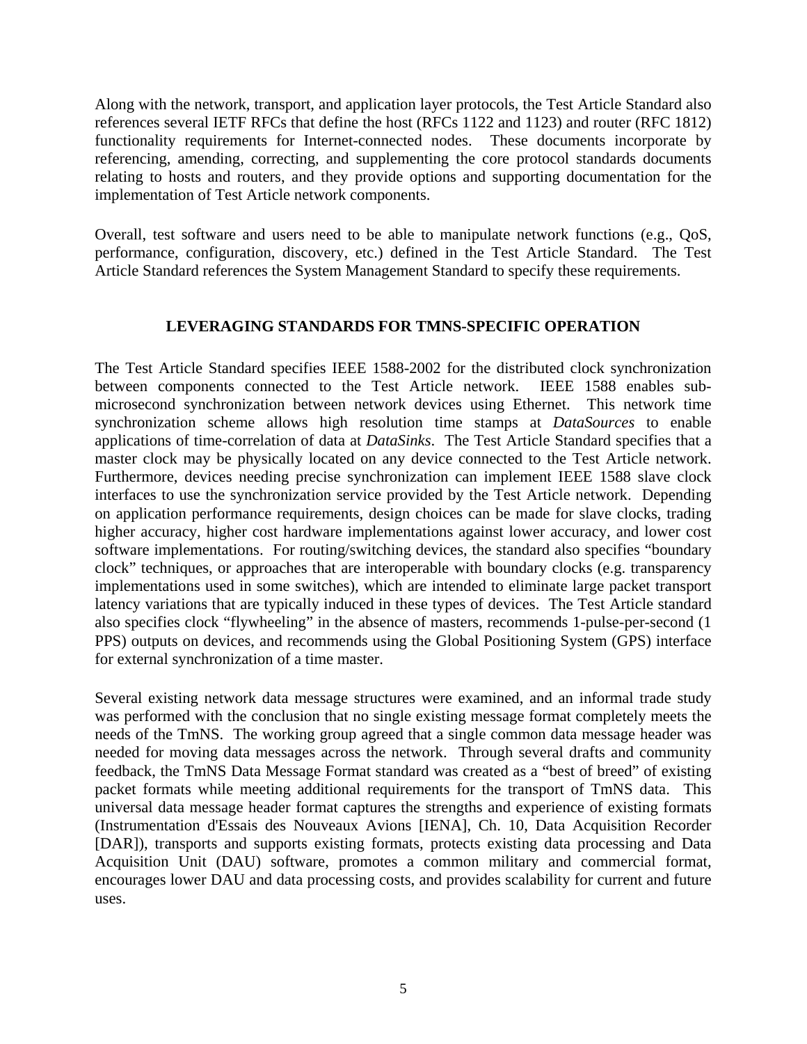Along with the network, transport, and application layer protocols, the Test Article Standard also references several IETF RFCs that define the host (RFCs 1122 and 1123) and router (RFC 1812) functionality requirements for Internet-connected nodes. These documents incorporate by referencing, amending, correcting, and supplementing the core protocol standards documents relating to hosts and routers, and they provide options and supporting documentation for the implementation of Test Article network components.

Overall, test software and users need to be able to manipulate network functions (e.g., QoS, performance, configuration, discovery, etc.) defined in the Test Article Standard. The Test Article Standard references the System Management Standard to specify these requirements.

## LEVERAGING STANDARDS FOR TMNS-SPECIFIC OPERATION

The Test Article Standard specifies IEEE 1588-2002 for the distributed clock synchronization between components connected to the Test Article network. IEEE 1588 enables sub-microsecond synchronization between network devices using Ethernet. This network time synchronization scheme allows high resolution time stamps at *DataSources* to enable applications of time-correlation of data at *DataSinks*. The Test Article Standard specifies that a master clock may be physically located on any device connected to the Test Article network. Furthermore, devices needing precise synchronization can implement IEEE 1588 slave clock interfaces to use the synchronization service provided by the Test Article network. Depending on application performance requirements, design choices can be made for slave clocks, trading higher accuracy, higher cost hardware implementations against lower accuracy, and lower cost software implementations. For routing/switching devices, the standard also specifies "boundary clock" techniques, or approaches that are interoperable with boundary clocks (e.g. transparency implementations used in some switches), which are intended to eliminate large packet transport latency variations that are typically induced in these types of devices. The Test Article standard also specifies clock "flywheeling" in the absence of masters, recommends 1-pulse-per-second (1 PPS) outputs on devices, and recommends using the Global Positioning System (GPS) interface for external synchronization of a time master.

Several existing network data message structures were examined, and an informal trade study was performed with the conclusion that no single existing message format completely meets the needs of the TmNS. The working group agreed that a single common data message header was needed for moving data messages across the network. Through several drafts and community feedback, the TmNS Data Message Format standard was created as a "best of breed" of existing packet formats while meeting additional requirements for the transport of TmNS data. This universal data message header format captures the strengths and experience of existing formats (Instrumentation d'Essais des Nouveaux Avions [IENA], Ch. 10, Data Acquisition Recorder [DAR]), transports and supports existing formats, protects existing data processing and Data Acquisition Unit (DAU) software, promotes a common military and commercial format, encourages lower DAU and data processing costs, and provides scalability for current and future uses.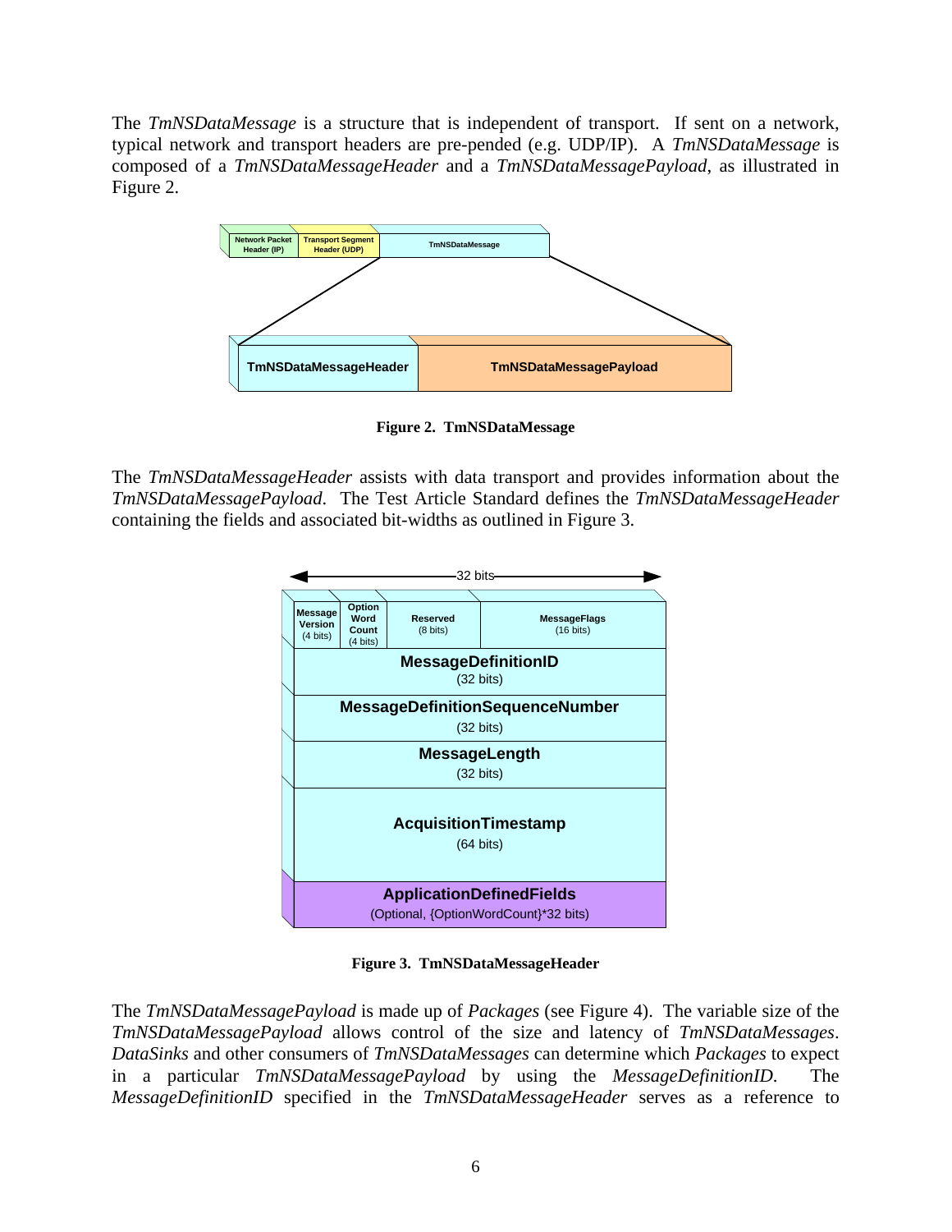The *TmNSDataMessage* is a structure that is independent of transport. If sent on a network, typical network and transport headers are pre-pended (e.g. UDP/IP). A *TmNSDataMessage* is composed of a *TmNSDataMessageHeader* and a *TmNSDataMessagePayload*, as illustrated in Figure 2.

**Figure 2. TmNSDataMessage**

The *TmNSDataMessageHeader* assists with data transport and provides information about the *TmNSDataMessagePayload*. The Test Article Standard defines the *TmNSDataMessageHeader* containing the fields and associated bit-widths as outlined in Figure 3.

**Figure 3. TmNSDataMessageHeader**

The *TmNSDataMessagePayload* is made up of *Packages* (see Figure 4). The variable size of the *TmNSDataMessagePayload* allows control of the size and latency of *TmNSDataMessages*. *DataSinks* and other consumers of *TmNSDataMessages* can determine which *Packages* to expect in a particular *TmNSDataMessagePayload* by using the *MessageDefinitionID*. The *MessageDefinitionID* specified in the *TmNSDataMessageHeader* serves as a reference to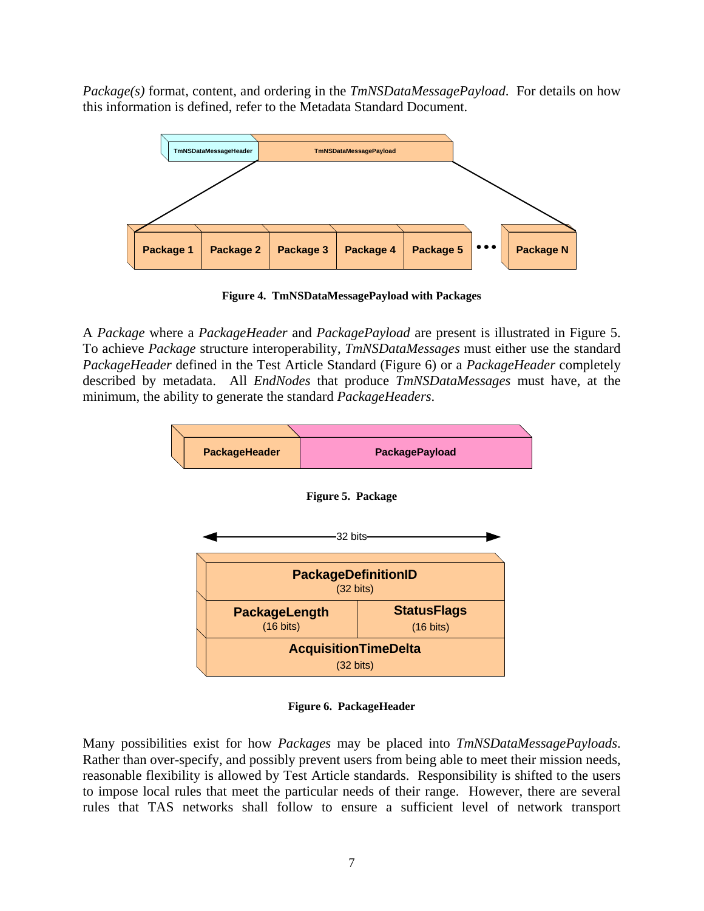*Package(s)* format, content, and ordering in the *TmNSDataMessagePayload*. For details on how this information is defined, refer to the Metadata Standard Document.

Figure 4. TmNSDataMessagePayload with Packages

A *Package* where a *PackageHeader* and *PackagePayload* are present is illustrated in Figure 5. To achieve *Package* structure interoperability, *TmNSDataMessages* must either use the standard *PackageHeader* defined in the Test Article Standard (Figure 6) or a *PackageHeader* completely described by metadata. All *EndNodes* that produce *TmNSDataMessages* must have, at the minimum, the ability to generate the standard *PackageHeaders*.

Figure 5. Package

Figure 6. PackageHeader

Many possibilities exist for how *Packages* may be placed into *TmNSDataMessagePayloads*. Rather than over-specify, and possibly prevent users from being able to meet their mission needs, reasonable flexibility is allowed by Test Article standards. Responsibility is shifted to the users to impose local rules that meet the particular needs of their range. However, there are several rules that TAS networks shall follow to ensure a sufficient level of network transport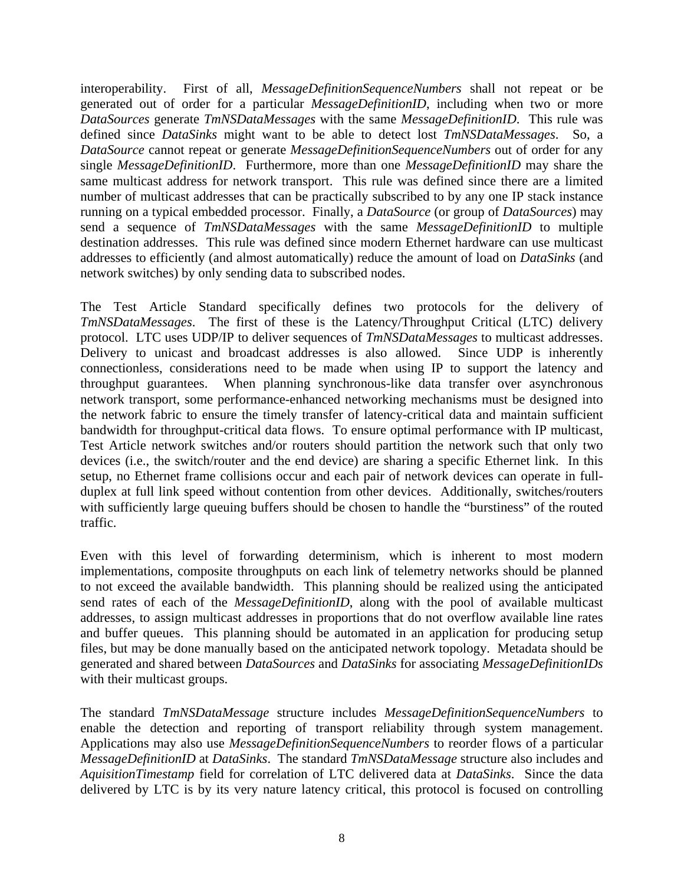interoperability. First of all, *MessageDefinitionSequenceNumbers* shall not repeat or be generated out of order for a particular *MessageDefinitionID*, including when two or more *DataSources* generate *TmNSDataMessages* with the same *MessageDefinitionID*. This rule was defined since *DataSinks* might want to be able to detect lost *TmNSDataMessages*. So, a *DataSource* cannot repeat or generate *MessageDefinitionSequenceNumbers* out of order for any single *MessageDefinitionID*. Furthermore, more than one *MessageDefinitionID* may share the same multicast address for network transport. This rule was defined since there are a limited number of multicast addresses that can be practically subscribed to by any one IP stack instance running on a typical embedded processor. Finally, a *DataSource* (or group of *DataSources*) may send a sequence of *TmNSDataMessages* with the same *MessageDefinitionID* to multiple destination addresses. This rule was defined since modern Ethernet hardware can use multicast addresses to efficiently (and almost automatically) reduce the amount of load on *DataSinks* (and network switches) by only sending data to subscribed nodes.

The Test Article Standard specifically defines two protocols for the delivery of *TmNSDataMessages*. The first of these is the Latency/Throughput Critical (LTC) delivery protocol. LTC uses UDP/IP to deliver sequences of *TmNSDataMessages* to multicast addresses. Delivery to unicast and broadcast addresses is also allowed. Since UDP is inherently connectionless, considerations need to be made when using IP to support the latency and throughput guarantees. When planning synchronous-like data transfer over asynchronous network transport, some performance-enhanced networking mechanisms must be designed into the network fabric to ensure the timely transfer of latency-critical data and maintain sufficient bandwidth for throughput-critical data flows. To ensure optimal performance with IP multicast, Test Article network switches and/or routers should partition the network such that only two devices (i.e., the switch/router and the end device) are sharing a specific Ethernet link. In this setup, no Ethernet frame collisions occur and each pair of network devices can operate in full-duplex at full link speed without contention from other devices. Additionally, switches/routers with sufficiently large queuing buffers should be chosen to handle the "burstiness" of the routed traffic.

Even with this level of forwarding determinism, which is inherent to most modern implementations, composite throughputs on each link of telemetry networks should be planned to not exceed the available bandwidth. This planning should be realized using the anticipated send rates of each of the *MessageDefinitionID*, along with the pool of available multicast addresses, to assign multicast addresses in proportions that do not overflow available line rates and buffer queues. This planning should be automated in an application for producing setup files, but may be done manually based on the anticipated network topology. Metadata should be generated and shared between *DataSources* and *DataSinks* for associating *MessageDefinitionIDs* with their multicast groups.

The standard *TmNSDataMessage* structure includes *MessageDefinitionSequenceNumbers* to enable the detection and reporting of transport reliability through system management. Applications may also use *MessageDefinitionSequenceNumbers* to reorder flows of a particular *MessageDefinitionID* at *DataSinks*. The standard *TmNSDataMessage* structure also includes and *AquisitionTimestamp* field for correlation of LTC delivered data at *DataSinks*. Since the data delivered by LTC is by its very nature latency critical, this protocol is focused on controlling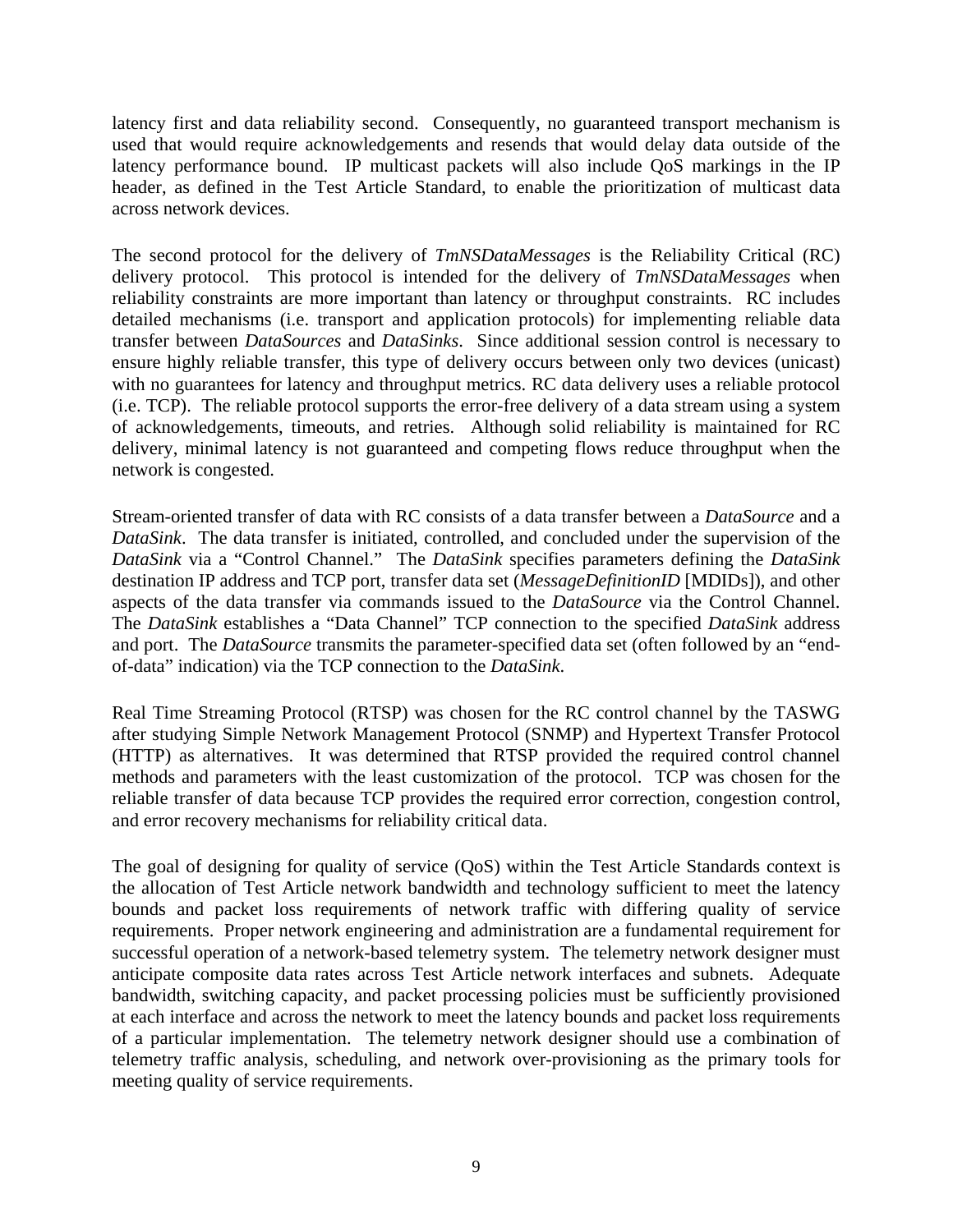latency first and data reliability second. Consequently, no guaranteed transport mechanism is used that would require acknowledgements and resends that would delay data outside of the latency performance bound. IP multicast packets will also include QoS markings in the IP header, as defined in the Test Article Standard, to enable the prioritization of multicast data across network devices.

The second protocol for the delivery of *TmNSDataMessages* is the Reliability Critical (RC) delivery protocol. This protocol is intended for the delivery of *TmNSDataMessages* when reliability constraints are more important than latency or throughput constraints. RC includes detailed mechanisms (i.e. transport and application protocols) for implementing reliable data transfer between *DataSources* and *DataSinks*. Since additional session control is necessary to ensure highly reliable transfer, this type of delivery occurs between only two devices (unicast) with no guarantees for latency and throughput metrics. RC data delivery uses a reliable protocol (i.e. TCP). The reliable protocol supports the error-free delivery of a data stream using a system of acknowledgements, timeouts, and retries. Although solid reliability is maintained for RC delivery, minimal latency is not guaranteed and competing flows reduce throughput when the network is congested.

Stream-oriented transfer of data with RC consists of a data transfer between a *DataSource* and a *DataSink*. The data transfer is initiated, controlled, and concluded under the supervision of the *DataSink* via a "Control Channel." The *DataSink* specifies parameters defining the *DataSink* destination IP address and TCP port, transfer data set (*MessageDefinitionID* [MDIDs]), and other aspects of the data transfer via commands issued to the *DataSource* via the Control Channel. The *DataSink* establishes a "Data Channel" TCP connection to the specified *DataSink* address and port. The *DataSource* transmits the parameter-specified data set (often followed by an "end-of-data" indication) via the TCP connection to the *DataSink*.

Real Time Streaming Protocol (RTSP) was chosen for the RC control channel by the TASWG after studying Simple Network Management Protocol (SNMP) and Hypertext Transfer Protocol (HTTP) as alternatives. It was determined that RTSP provided the required control channel methods and parameters with the least customization of the protocol. TCP was chosen for the reliable transfer of data because TCP provides the required error correction, congestion control, and error recovery mechanisms for reliability critical data.

The goal of designing for quality of service (QoS) within the Test Article Standards context is the allocation of Test Article network bandwidth and technology sufficient to meet the latency bounds and packet loss requirements of network traffic with differing quality of service requirements. Proper network engineering and administration are a fundamental requirement for successful operation of a network-based telemetry system. The telemetry network designer must anticipate composite data rates across Test Article network interfaces and subnets. Adequate bandwidth, switching capacity, and packet processing policies must be sufficiently provisioned at each interface and across the network to meet the latency bounds and packet loss requirements of a particular implementation. The telemetry network designer should use a combination of telemetry traffic analysis, scheduling, and network over-provisioning as the primary tools for meeting quality of service requirements.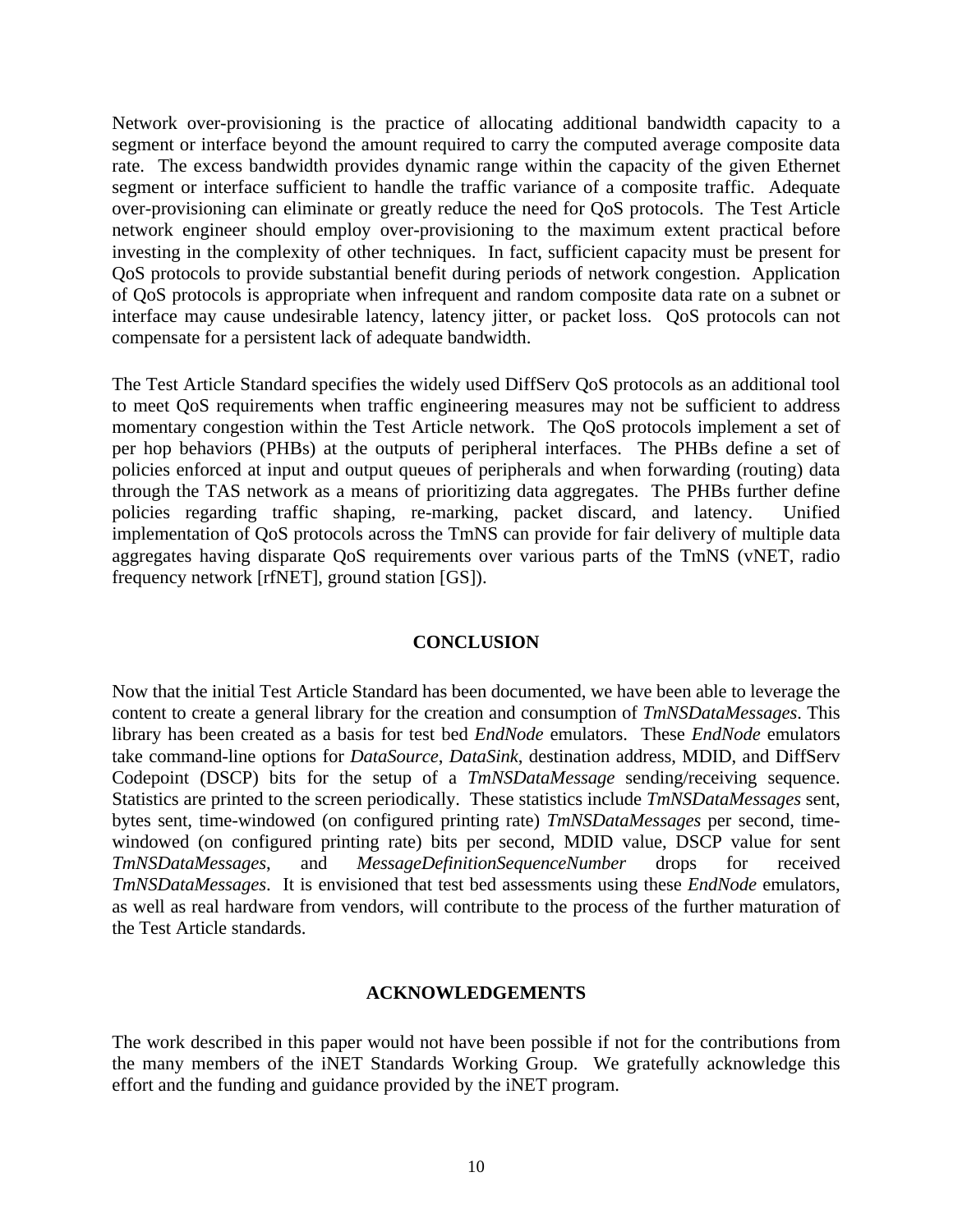Network over-provisioning is the practice of allocating additional bandwidth capacity to a segment or interface beyond the amount required to carry the computed average composite data rate. The excess bandwidth provides dynamic range within the capacity of the given Ethernet segment or interface sufficient to handle the traffic variance of a composite traffic. Adequate over-provisioning can eliminate or greatly reduce the need for QoS protocols. The Test Article network engineer should employ over-provisioning to the maximum extent practical before investing in the complexity of other techniques. In fact, sufficient capacity must be present for QoS protocols to provide substantial benefit during periods of network congestion. Application of QoS protocols is appropriate when infrequent and random composite data rate on a subnet or interface may cause undesirable latency, latency jitter, or packet loss. QoS protocols can not compensate for a persistent lack of adequate bandwidth.

The Test Article Standard specifies the widely used DiffServ QoS protocols as an additional tool to meet QoS requirements when traffic engineering measures may not be sufficient to address momentary congestion within the Test Article network. The QoS protocols implement a set of per hop behaviors (PHBs) at the outputs of peripheral interfaces. The PHBs define a set of policies enforced at input and output queues of peripherals and when forwarding (routing) data through the TAS network as a means of prioritizing data aggregates. The PHBs further define policies regarding traffic shaping, re-marking, packet discard, and latency. Unified implementation of QoS protocols across the TmNS can provide for fair delivery of multiple data aggregates having disparate QoS requirements over various parts of the TmNS (vNET, radio frequency network [rfNET], ground station [GS]).

## CONCLUSION

Now that the initial Test Article Standard has been documented, we have been able to leverage the content to create a general library for the creation and consumption of *TmNSDataMessages*. This library has been created as a basis for test bed *EndNode* emulators. These *EndNode* emulators take command-line options for *DataSource*, *DataSink*, destination address, MDID, and DiffServ Codepoint (DSCP) bits for the setup of a *TmNSDataMessage* sending/receiving sequence. Statistics are printed to the screen periodically. These statistics include *TmNSDataMessages* sent, bytes sent, time-windowed (on configured printing rate) *TmNSDataMessages* per second, time-windowed (on configured printing rate) bits per second, MDID value, DSCP value for sent *TmNSDataMessages*, and *MessageDefinitionSequenceNumber* drops for received *TmNSDataMessages*. It is envisioned that test bed assessments using these *EndNode* emulators, as well as real hardware from vendors, will contribute to the process of the further maturation of the Test Article standards.

## ACKNOWLEDGEMENTS

The work described in this paper would not have been possible if not for the contributions from the many members of the iNET Standards Working Group. We gratefully acknowledge this effort and the funding and guidance provided by the iNET program.